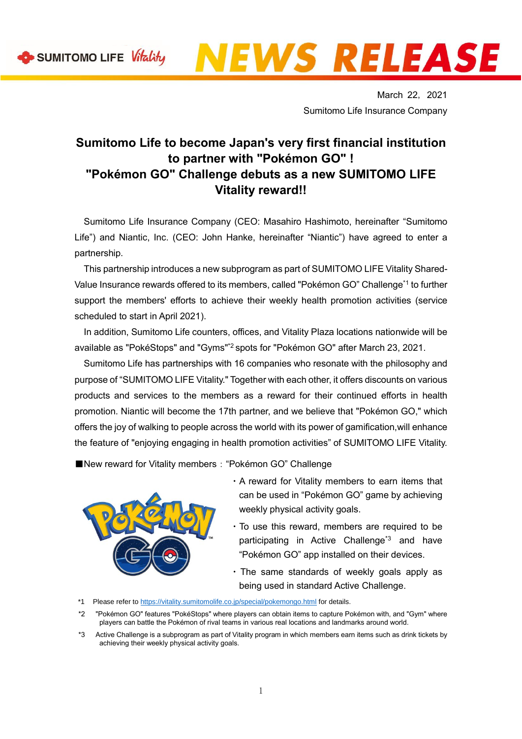SUMITOMO LIFE Vitality **NEWS RELEASE**

March 22, 2021
Sumitomo Life Insurance Company

# Sumitomo Life to become Japan's very first financial institution to partner with "Pokémon GO" ! "Pokémon GO" Challenge debuts as a new SUMITOMO LIFE Vitality reward!!

Sumitomo Life Insurance Company (CEO: Masahiro Hashimoto, hereinafter "Sumitomo Life") and Niantic, Inc. (CEO: John Hanke, hereinafter "Niantic") have agreed to enter a partnership.

This partnership introduces a new subprogram as part of SUMITOMO LIFE Vitality Shared-Value Insurance rewards offered to its members, called "Pokémon GO" Challenge[*1] to further support the members' efforts to achieve their weekly health promotion activities (service scheduled to start in April 2021).

In addition, Sumitomo Life counters, offices, and Vitality Plaza locations nationwide will be available as "PokéStops" and "Gyms"[*2] spots for "Pokémon GO" after March 23, 2021.

Sumitomo Life has partnerships with 16 companies who resonate with the philosophy and purpose of "SUMITOMO LIFE Vitality." Together with each other, it offers discounts on various products and services to the members as a reward for their continued efforts in health promotion. Niantic will become the 17th partner, and we believe that "Pokémon GO," which offers the joy of walking to people across the world with its power of gamification,will enhance the feature of "enjoying engaging in health promotion activities" of SUMITOMO LIFE Vitality.

■New reward for Vitality members：“Pokémon GO” Challenge

- A reward for Vitality members to earn items that can be used in "Pokémon GO" game by achieving weekly physical activity goals.
- To use this reward, members are required to be participating in Active Challenge[*3] and have "Pokémon GO" app installed on their devices.
- The same standards of weekly goals apply as being used in standard Active Challenge.

*1 Please refer to https://vitality.sumitomolife.co.jp/special/pokemongo.html for details.

*2 "Pokémon GO" features "PokéStops" where players can obtain items to capture Pokémon with, and "Gym" where players can battle the Pokémon of rival teams in various real locations and landmarks around world.

*3 Active Challenge is a subprogram as part of Vitality program in which members earn items such as drink tickets by achieving their weekly physical activity goals.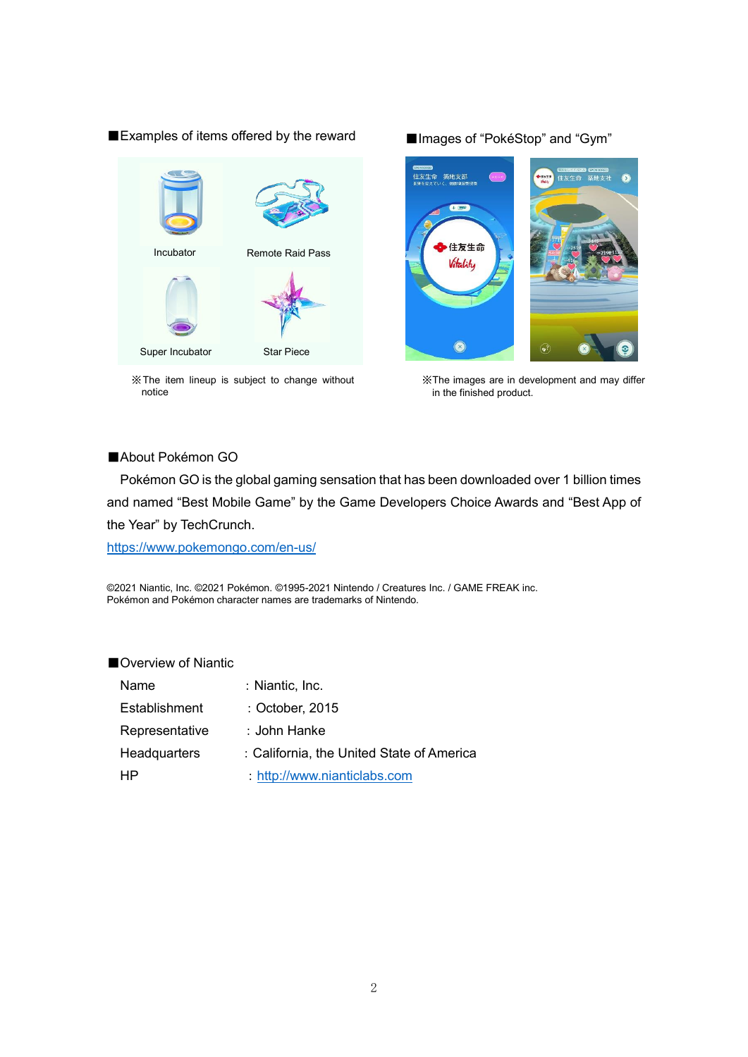■Examples of items offered by the reward

Incubator

Remote Raid Pass

Super Incubator

Star Piece

※The item lineup is subject to change without notice

■Images of “PokéStop” and “Gym”

※The images are in development and may differ in the finished product.

■About Pokémon GO

Pokémon GO is the global gaming sensation that has been downloaded over 1 billion times and named “Best Mobile Game” by the Game Developers Choice Awards and “Best App of the Year” by TechCrunch.

https://www.pokemongo.com/en-us/

©2021 Niantic, Inc. ©2021 Pokémon. ©1995-2021 Nintendo / Creatures Inc. / GAME FREAK inc.
Pokémon and Pokémon character names are trademarks of Nintendo.

■Overview of Niantic

| | |
|---|---|
| Name | : Niantic, Inc. |
| Establishment | : October, 2015 |
| Representative | : John Hanke |
| Headquarters | : California, the United State of America |
| HP | : http://www.nianticlabs.com |